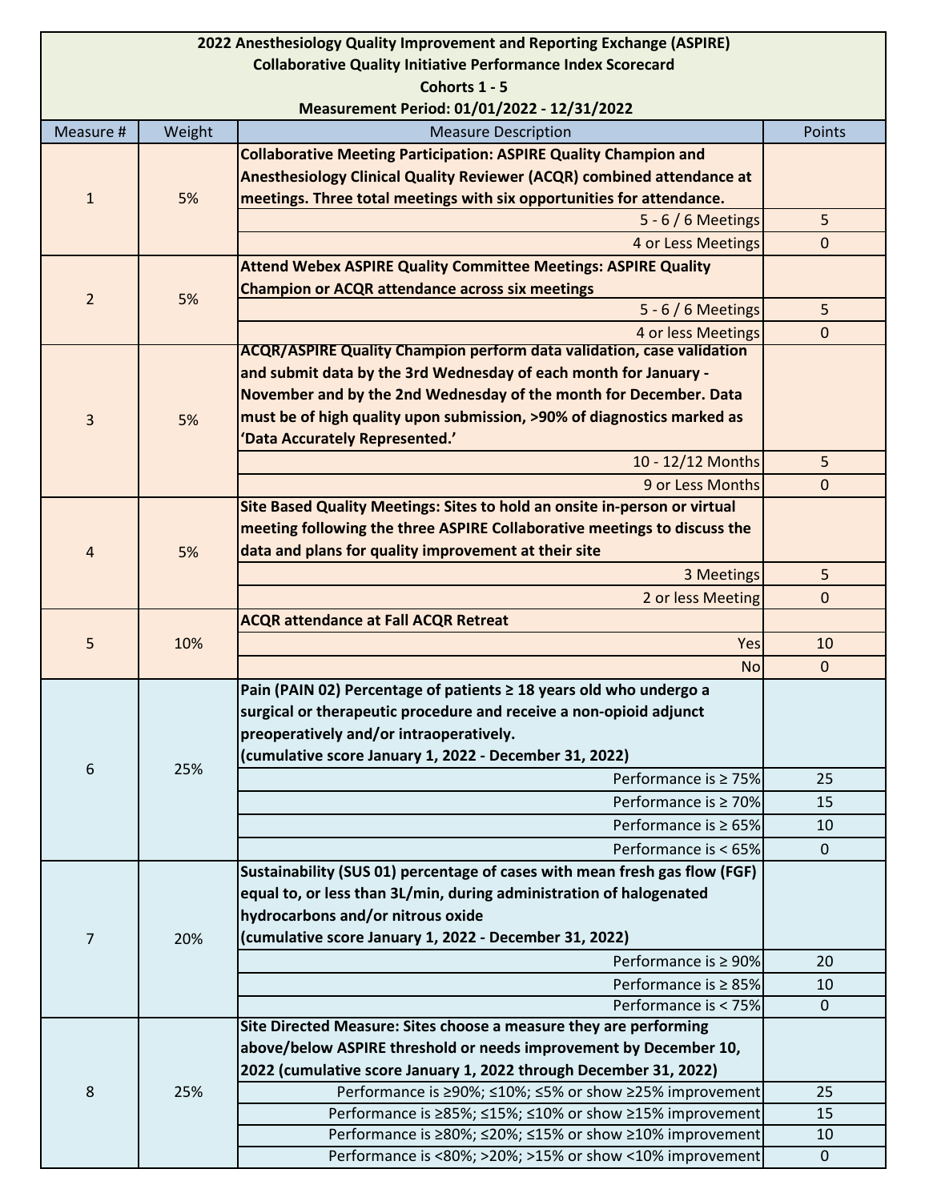| 2022 Anesthesiology Quality Improvement and Reporting Exchange (ASPIRE) Collaborative Quality Initiative Performance Index Scorecard Cohorts 1 - 5 Measurement Period: 01/01/2022 - 12/31/2022 | | | |
|---|---|---|---|
| Measure # | Weight | Measure Description | Points |
| 1 | 5% | **Collaborative Meeting Participation: ASPIRE Quality Champion and Anesthesiology Clinical Quality Reviewer (ACQR) combined attendance at meetings. Three total meetings with six opportunities for attendance.** | |
| | | 5 - 6 / 6 Meetings | 5 |
| | | 4 or Less Meetings | 0 |
| 2 | 5% | **Attend Webex ASPIRE Quality Committee Meetings: ASPIRE Quality Champion or ACQR attendance across six meetings** | |
| | | 5 - 6 / 6 Meetings | 5 |
| | | 4 or less Meetings | 0 |
| 3 | 5% | **ACQR/ASPIRE Quality Champion perform data validation, case validation and submit data by the 3rd Wednesday of each month for January - November and by the 2nd Wednesday of the month for December. Data must be of high quality upon submission, >90% of diagnostics marked as 'Data Accurately Represented.'** | |
| | | 10 - 12/12 Months | 5 |
| | | 9 or Less Months | 0 |
| 4 | 5% | **Site Based Quality Meetings: Sites to hold an onsite in-person or virtual meeting following the three ASPIRE Collaborative meetings to discuss the data and plans for quality improvement at their site** | |
| | | 3 Meetings | 5 |
| | | 2 or less Meeting | 0 |
| 5 | 10% | **ACQR attendance at Fall ACQR Retreat** | |
| | | Yes | 10 |
| | | No | 0 |
| 6 | 25% | **Pain (PAIN 02) Percentage of patients ≥ 18 years old who undergo a surgical or therapeutic procedure and receive a non-opioid adjunct preoperatively and/or intraoperatively. (cumulative score January 1, 2022 - December 31, 2022)** | |
| | | Performance is ≥ 75% | 25 |
| | | Performance is ≥ 70% | 15 |
| | | Performance is ≥ 65% | 10 |
| | | Performance is < 65% | 0 |
| 7 | 20% | **Sustainability (SUS 01) percentage of cases with mean fresh gas flow (FGF) equal to, or less than 3L/min, during administration of halogenated hydrocarbons and/or nitrous oxide (cumulative score January 1, 2022 - December 31, 2022)** | |
| | | Performance is ≥ 90% | 20 |
| | | Performance is ≥ 85% | 10 |
| | | Performance is < 75% | 0 |
| 8 | 25% | **Site Directed Measure: Sites choose a measure they are performing above/below ASPIRE threshold or needs improvement by December 10, 2022 (cumulative score January 1, 2022 through December 31, 2022)** | |
| | | Performance is ≥90%; ≤10%; ≤5% or show ≥25% improvement | 25 |
| | | Performance is ≥85%; ≤15%; ≤10% or show ≥15% improvement | 15 |
| | | Performance is ≥80%; ≤20%; ≤15% or show ≥10% improvement | 10 |
| | | Performance is <80%; >20%; >15% or show <10% improvement | 0 |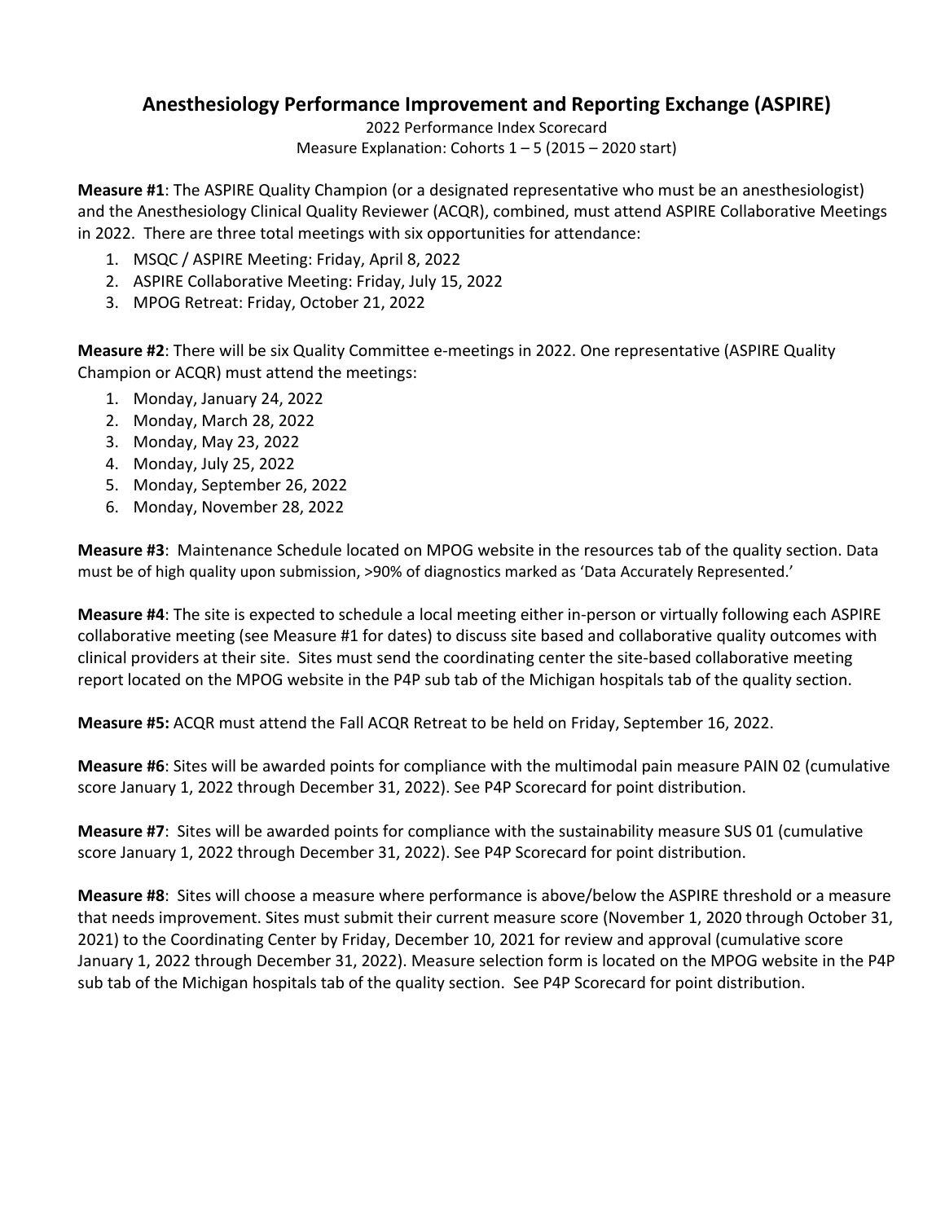# Anesthesiology Performance Improvement and Reporting Exchange (ASPIRE)

2022 Performance Index Scorecard

Measure Explanation: Cohorts 1 – 5 (2015 – 2020 start)

**Measure #1**: The ASPIRE Quality Champion (or a designated representative who must be an anesthesiologist) and the Anesthesiology Clinical Quality Reviewer (ACQR), combined, must attend ASPIRE Collaborative Meetings in 2022. There are three total meetings with six opportunities for attendance:

1. MSQC / ASPIRE Meeting: Friday, April 8, 2022
2. ASPIRE Collaborative Meeting: Friday, July 15, 2022
3. MPOG Retreat: Friday, October 21, 2022

**Measure #2**: There will be six Quality Committee e-meetings in 2022. One representative (ASPIRE Quality Champion or ACQR) must attend the meetings:

1. Monday, January 24, 2022
2. Monday, March 28, 2022
3. Monday, May 23, 2022
4. Monday, July 25, 2022
5. Monday, September 26, 2022
6. Monday, November 28, 2022

**Measure #3**: Maintenance Schedule located on MPOG website in the resources tab of the quality section. Data must be of high quality upon submission, >90% of diagnostics marked as 'Data Accurately Represented.'

**Measure #4**: The site is expected to schedule a local meeting either in-person or virtually following each ASPIRE collaborative meeting (see Measure #1 for dates) to discuss site based and collaborative quality outcomes with clinical providers at their site. Sites must send the coordinating center the site-based collaborative meeting report located on the MPOG website in the P4P sub tab of the Michigan hospitals tab of the quality section.

**Measure #5:** ACQR must attend the Fall ACQR Retreat to be held on Friday, September 16, 2022.

**Measure #6**: Sites will be awarded points for compliance with the multimodal pain measure PAIN 02 (cumulative score January 1, 2022 through December 31, 2022). See P4P Scorecard for point distribution.

**Measure #7**: Sites will be awarded points for compliance with the sustainability measure SUS 01 (cumulative score January 1, 2022 through December 31, 2022). See P4P Scorecard for point distribution.

**Measure #8**: Sites will choose a measure where performance is above/below the ASPIRE threshold or a measure that needs improvement. Sites must submit their current measure score (November 1, 2020 through October 31, 2021) to the Coordinating Center by Friday, December 10, 2021 for review and approval (cumulative score January 1, 2022 through December 31, 2022). Measure selection form is located on the MPOG website in the P4P sub tab of the Michigan hospitals tab of the quality section. See P4P Scorecard for point distribution.